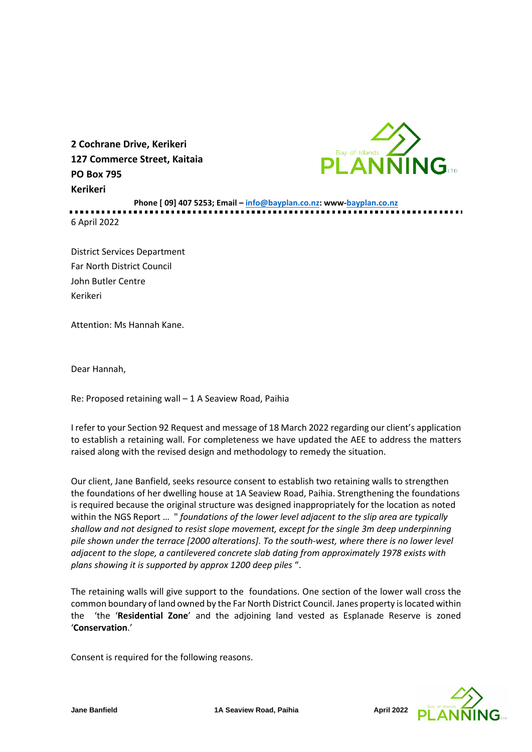**2 Cochrane Drive, Kerikeri**
**127 Commerce Street, Kaitaia**
**PO Box 795**
**Kerikeri**

**Phone [ 09] 407 5253; Email – info@bayplan.co.nz: www-bayplan.co.nz**

6 April 2022

District Services Department
Far North District Council
John Butler Centre
Kerikeri

Attention: Ms Hannah Kane.

Dear Hannah,

Re: Proposed retaining wall – 1 A Seaview Road, Paihia

I refer to your Section 92 Request and message of 18 March 2022 regarding our client's application to establish a retaining wall. For completeness we have updated the AEE to address the matters raised along with the revised design and methodology to remedy the situation.

Our client, Jane Banfield, seeks resource consent to establish two retaining walls to strengthen the foundations of her dwelling house at 1A Seaview Road, Paihia. Strengthening the foundations is required because the original structure was designed inappropriately for the location as noted within the NGS Report … " *foundations of the lower level adjacent to the slip area are typically shallow and not designed to resist slope movement, except for the single 3m deep underpinning pile shown under the terrace [2000 alterations]. To the south-west, where there is no lower level adjacent to the slope, a cantilevered concrete slab dating from approximately 1978 exists with plans showing it is supported by approx 1200 deep piles* ".

The retaining walls will give support to the foundations. One section of the lower wall cross the common boundary of land owned by the Far North District Council. Janes property is located within the 'the '**Residential Zone**' and the adjoining land vested as Esplanade Reserve is zoned '**Conservation**.'

Consent is required for the following reasons.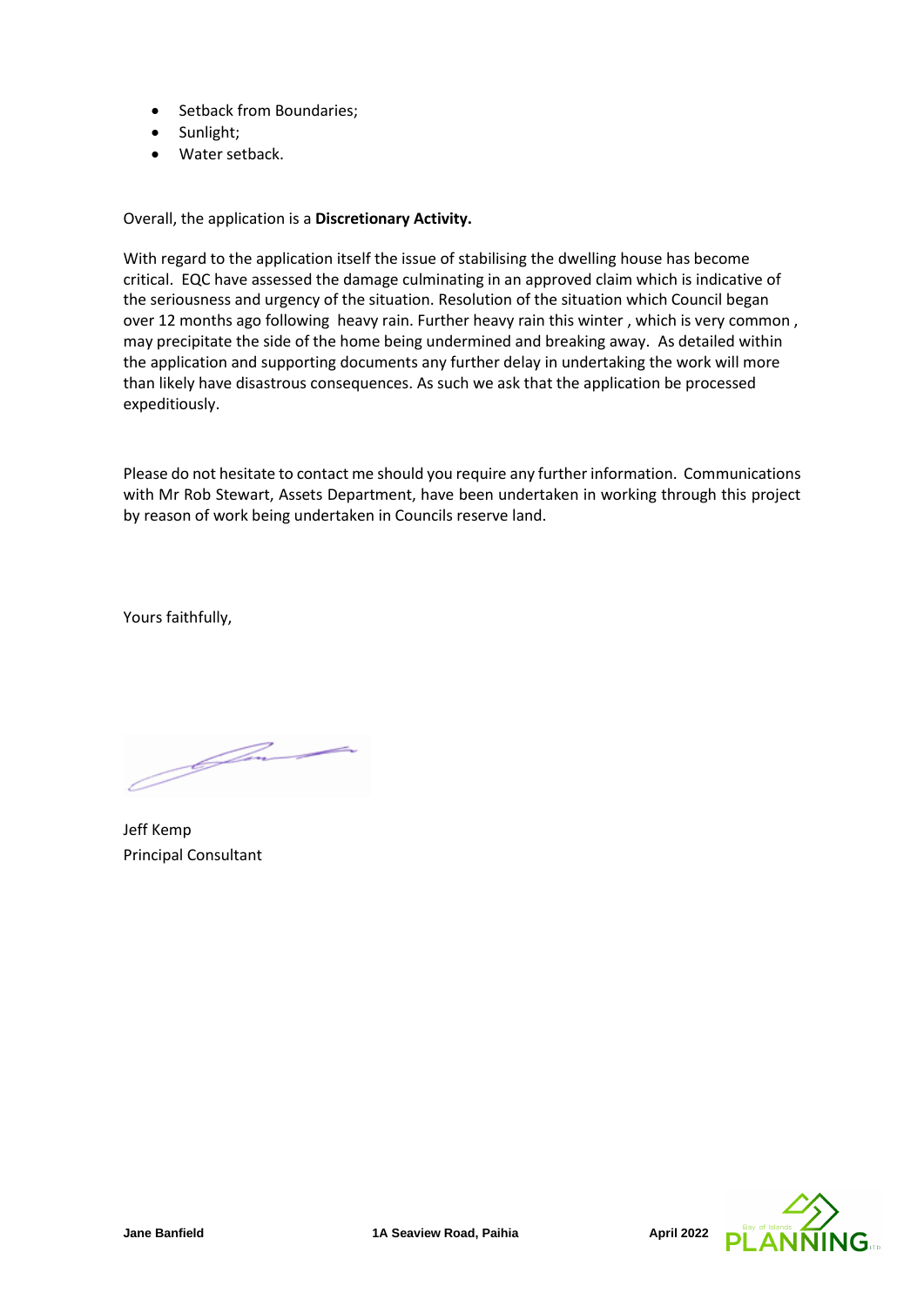- Setback from Boundaries;
- Sunlight;
- Water setback.

Overall, the application is a **Discretionary Activity.**

With regard to the application itself the issue of stabilising the dwelling house has become critical. EQC have assessed the damage culminating in an approved claim which is indicative of the seriousness and urgency of the situation. Resolution of the situation which Council began over 12 months ago following heavy rain. Further heavy rain this winter , which is very common , may precipitate the side of the home being undermined and breaking away. As detailed within the application and supporting documents any further delay in undertaking the work will more than likely have disastrous consequences. As such we ask that the application be processed expeditiously.

Please do not hesitate to contact me should you require any further information. Communications with Mr Rob Stewart, Assets Department, have been undertaken in working through this project by reason of work being undertaken in Councils reserve land.

Yours faithfully,

Jeff Kemp
Principal Consultant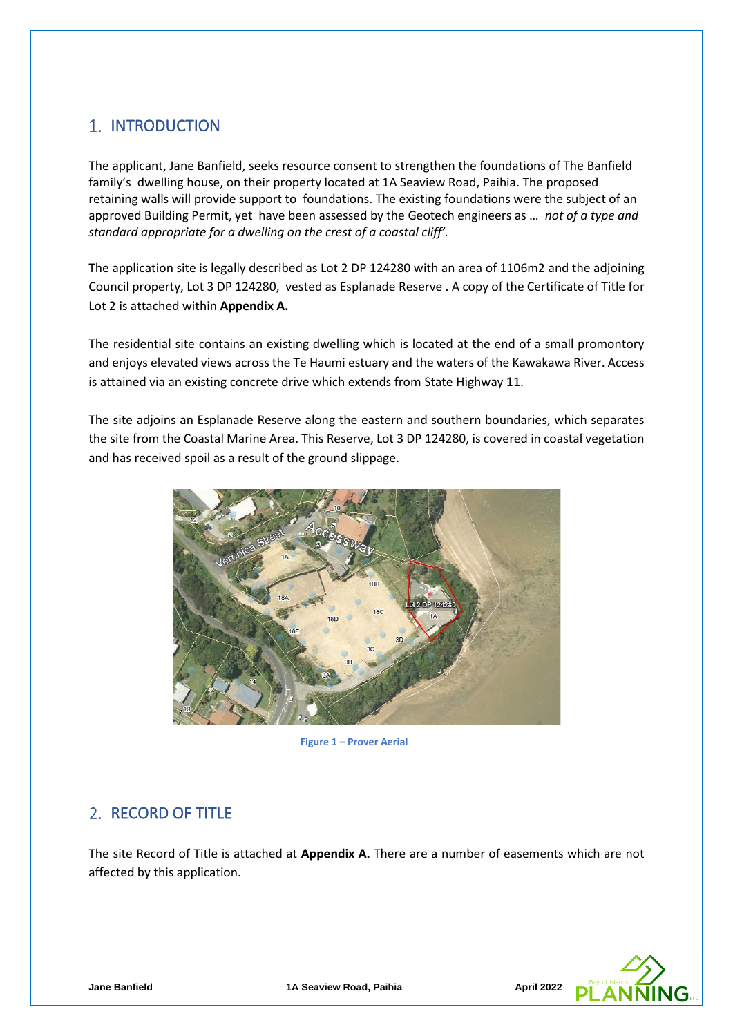## 1. INTRODUCTION

The applicant, Jane Banfield, seeks resource consent to strengthen the foundations of The Banfield family's dwelling house, on their property located at 1A Seaview Road, Paihia. The proposed retaining walls will provide support to foundations. The existing foundations were the subject of an approved Building Permit, yet have been assessed by the Geotech engineers as … *not of a type and standard appropriate for a dwelling on the crest of a coastal cliff'.*

The application site is legally described as Lot 2 DP 124280 with an area of 1106m2 and the adjoining Council property, Lot 3 DP 124280, vested as Esplanade Reserve . A copy of the Certificate of Title for Lot 2 is attached within **Appendix A.**

The residential site contains an existing dwelling which is located at the end of a small promontory and enjoys elevated views across the Te Haumi estuary and the waters of the Kawakawa River. Access is attained via an existing concrete drive which extends from State Highway 11.

The site adjoins an Esplanade Reserve along the eastern and southern boundaries, which separates the site from the Coastal Marine Area. This Reserve, Lot 3 DP 124280, is covered in coastal vegetation and has received spoil as a result of the ground slippage.

**Figure 1 – Prover Aerial**

## 2. RECORD OF TITLE

The site Record of Title is attached at **Appendix A.** There are a number of easements which are not affected by this application.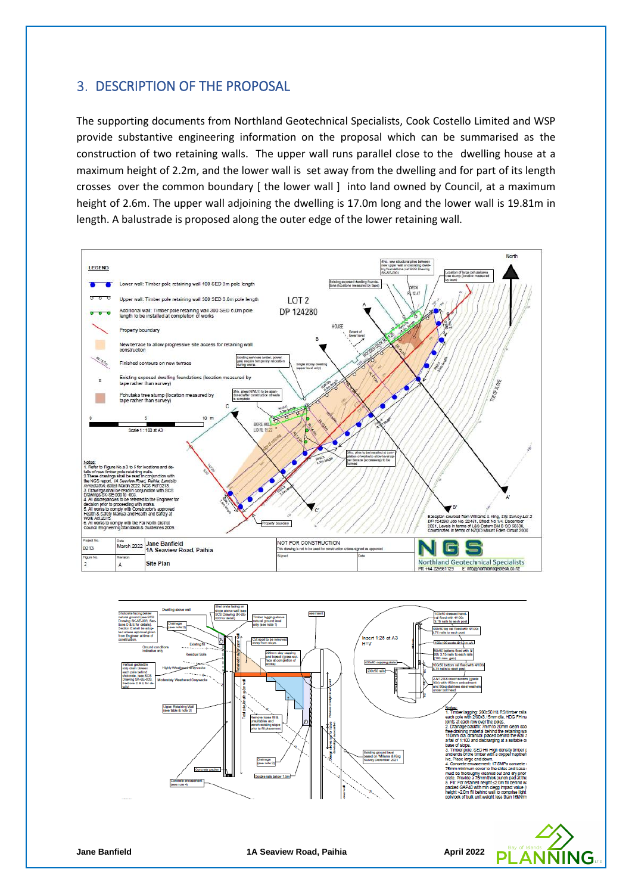## 3. DESCRIPTION OF THE PROPOSAL

The supporting documents from Northland Geotechnical Specialists, Cook Costello Limited and WSP provide substantive engineering information on the proposal which can be summarised as the construction of two retaining walls. The upper wall runs parallel close to the dwelling house at a maximum height of 2.2m, and the lower wall is set away from the dwelling and for part of its length crosses over the common boundary [ the lower wall ] into land owned by Council, at a maximum height of 2.6m. The upper wall adjoining the dwelling is 17.0m long and the lower wall is 19.81m in length. A balustrade is proposed along the outer edge of the lower retaining wall.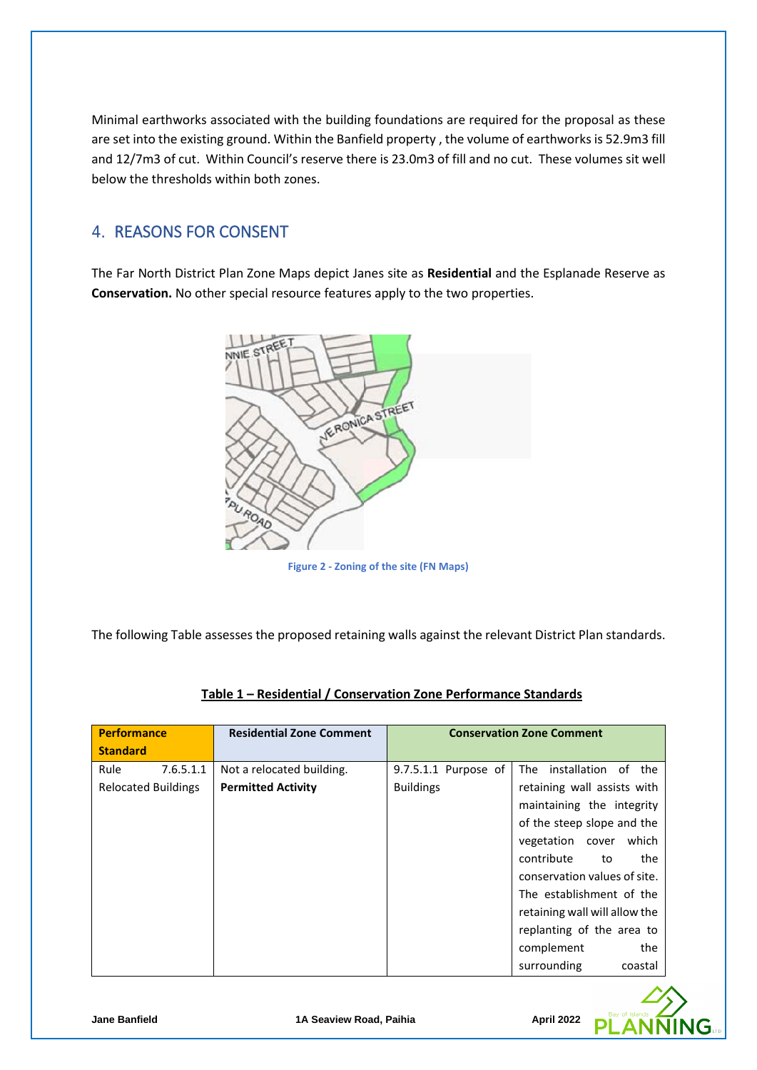Minimal earthworks associated with the building foundations are required for the proposal as these are set into the existing ground. Within the Banfield property , the volume of earthworks is 52.9m3 fill and 12/7m3 of cut. Within Council's reserve there is 23.0m3 of fill and no cut. These volumes sit well below the thresholds within both zones.

## 4. REASONS FOR CONSENT

The Far North District Plan Zone Maps depict Janes site as **Residential** and the Esplanade Reserve as **Conservation.** No other special resource features apply to the two properties.

Figure 2 - Zoning of the site (FN Maps)

The following Table assesses the proposed retaining walls against the relevant District Plan standards.

**Table 1 – Residential / Conservation Zone Performance Standards**

| Performance Standard | Residential Zone Comment | Conservation Zone Comment | |
|---|---|---|---|
| Rule 7.6.5.1.1 Relocated Buildings | Not a relocated building. **Permitted Activity** | 9.7.5.1.1 Purpose of Buildings | The installation of the retaining wall assists with maintaining the integrity of the steep slope and the vegetation cover which contribute to the conservation values of site. The establishment of the retaining wall will allow the replanting of the area to complement the surrounding coastal |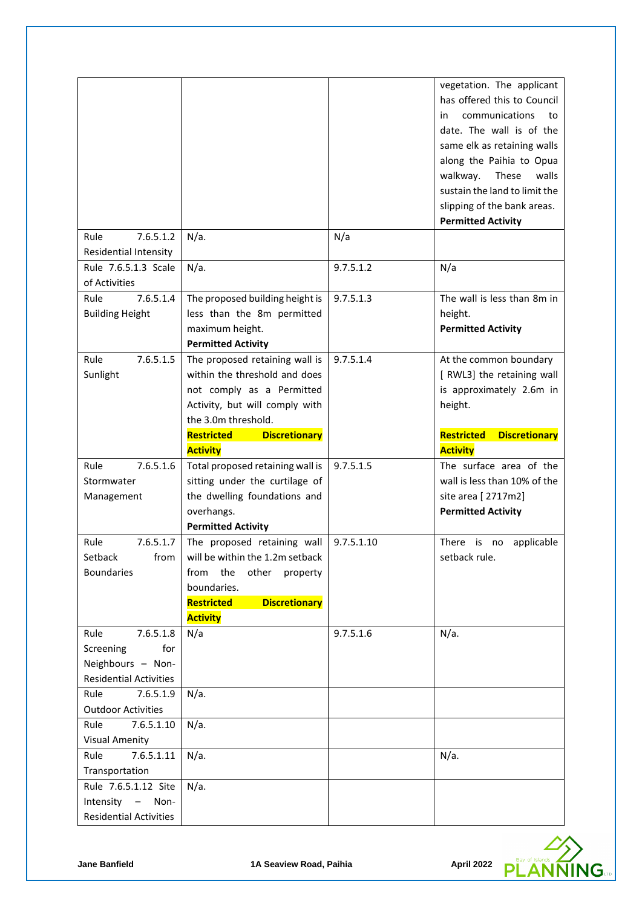| | | | |
|---|---|---|---|
| | | | vegetation. The applicant has offered this to Council in communications to date. The wall is of the same elk as retaining walls along the Paihia to Opua walkway. These walls sustain the land to limit the slipping of the bank areas. **Permitted Activity** |
| Rule 7.6.5.1.2 Residential Intensity | N/a. | N/a | |
| Rule 7.6.5.1.3 Scale of Activities | N/a. | 9.7.5.1.2 | N/a |
| Rule 7.6.5.1.4 Building Height | The proposed building height is less than the 8m permitted maximum height. **Permitted Activity** | 9.7.5.1.3 | The wall is less than 8m in height. **Permitted Activity** |
| Rule 7.6.5.1.5 Sunlight | The proposed retaining wall is within the threshold and does not comply as a Permitted Activity, but will comply with the 3.0m threshold. **Restricted Discretionary Activity** | 9.7.5.1.4 | At the common boundary [ RWL3] the retaining wall is approximately 2.6m in height. **Restricted Discretionary Activity** |
| Rule 7.6.5.1.6 Stormwater Management | Total proposed retaining wall is sitting under the curtilage of the dwelling foundations and overhangs. **Permitted Activity** | 9.7.5.1.5 | The surface area of the wall is less than 10% of the site area [ 2717m2] **Permitted Activity** |
| Rule 7.6.5.1.7 Setback from Boundaries | The proposed retaining wall will be within the 1.2m setback from the other property boundaries. **Restricted Discretionary Activity** | 9.7.5.1.10 | There is no applicable setback rule. |
| Rule 7.6.5.1.8 Screening for Neighbours – Non-Residential Activities | N/a | 9.7.5.1.6 | N/a. |
| Rule 7.6.5.1.9 Outdoor Activities | N/a. | | |
| Rule 7.6.5.1.10 Visual Amenity | N/a. | | |
| Rule 7.6.5.1.11 Transportation | N/a. | | N/a. |
| Rule 7.6.5.1.12 Site Intensity – Non-Residential Activities | N/a. | | |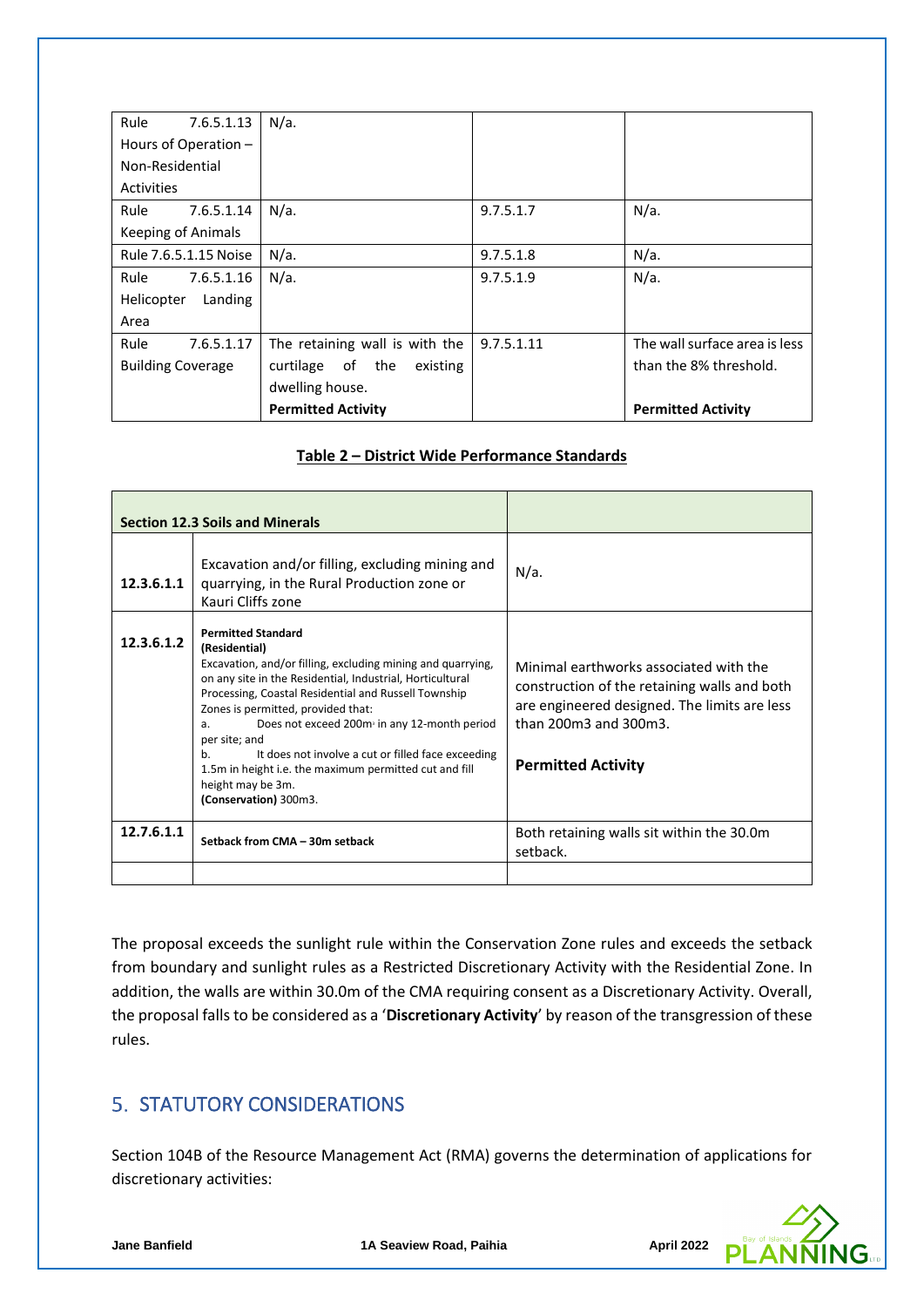| Rule 7.6.5.1.13 Hours of Operation – Non-Residential Activities | N/a. | | |
|---|---|---|---|
| Rule 7.6.5.1.14 Keeping of Animals | N/a. | 9.7.5.1.7 | N/a. |
| Rule 7.6.5.1.15 Noise | N/a. | 9.7.5.1.8 | N/a. |
| Rule 7.6.5.1.16 Helicopter Landing Area | N/a. | 9.7.5.1.9 | N/a. |
| Rule 7.6.5.1.17 Building Coverage | The retaining wall is with the curtilage of the existing dwelling house. **Permitted Activity** | 9.7.5.1.11 | The wall surface area is less than the 8% threshold. **Permitted Activity** |

**Table 2 – District Wide Performance Standards**

| **Section 12.3 Soils and Minerals** | | |
|---|---|---|
| **12.3.6.1.1** | Excavation and/or filling, excluding mining and quarrying, in the Rural Production zone or Kauri Cliffs zone | N/a. |
| **12.3.6.1.2** | **Permitted Standard** **(Residential)** Excavation, and/or filling, excluding mining and quarrying, on any site in the Residential, Industrial, Horticultural Processing, Coastal Residential and Russell Township Zones is permitted, provided that: a. Does not exceed 200m³ in any 12-month period per site; and b. It does not involve a cut or filled face exceeding 1.5m in height i.e. the maximum permitted cut and fill height may be 3m. **(Conservation)** 300m3. | Minimal earthworks associated with the construction of the retaining walls and both are engineered designed. The limits are less than 200m3 and 300m3. **Permitted Activity** |
| **12.7.6.1.1** | **Setback from CMA – 30m setback** | Both retaining walls sit within the 30.0m setback. |
| | | |

The proposal exceeds the sunlight rule within the Conservation Zone rules and exceeds the setback from boundary and sunlight rules as a Restricted Discretionary Activity with the Residential Zone. In addition, the walls are within 30.0m of the CMA requiring consent as a Discretionary Activity. Overall, the proposal falls to be considered as a '**Discretionary Activity**' by reason of the transgression of these rules.

## 5. STATUTORY CONSIDERATIONS

Section 104B of the Resource Management Act (RMA) governs the determination of applications for discretionary activities: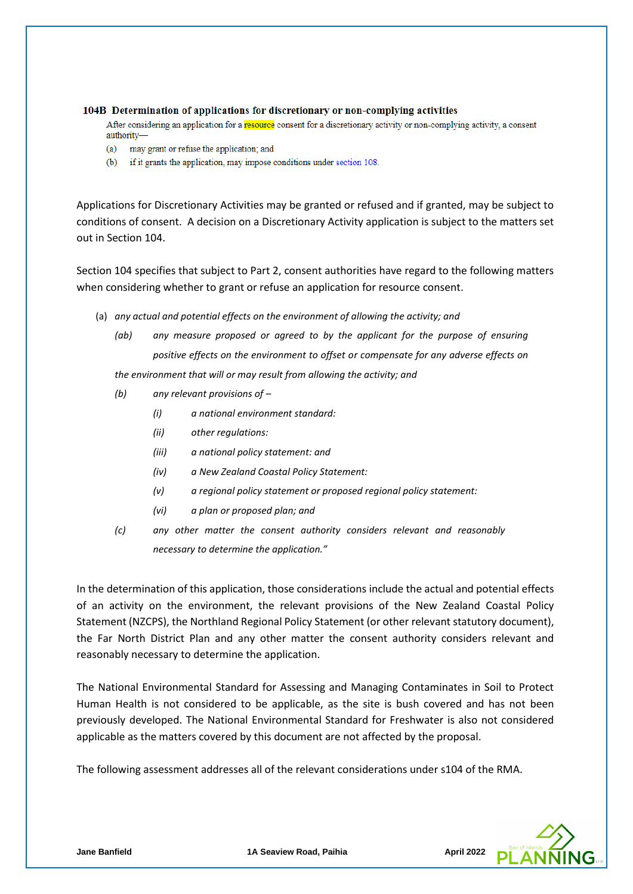**104B Determination of applications for discretionary or non-complying activities**

After considering an application for a resource consent for a discretionary activity or non-complying activity, a consent authority—

(a) may grant or refuse the application; and

(b) if it grants the application, may impose conditions under section 108.

Applications for Discretionary Activities may be granted or refused and if granted, may be subject to conditions of consent. A decision on a Discretionary Activity application is subject to the matters set out in Section 104.

Section 104 specifies that subject to Part 2, consent authorities have regard to the following matters when considering whether to grant or refuse an application for resource consent.

(a) *any actual and potential effects on the environment of allowing the activity; and*

*(ab) any measure proposed or agreed to by the applicant for the purpose of ensuring positive effects on the environment to offset or compensate for any adverse effects on the environment that will or may result from allowing the activity; and*

*(b) any relevant provisions of –*

*(i) a national environment standard:*

*(ii) other regulations:*

*(iii) a national policy statement: and*

*(iv) a New Zealand Coastal Policy Statement:*

*(v) a regional policy statement or proposed regional policy statement:*

*(vi) a plan or proposed plan; and*

*(c) any other matter the consent authority considers relevant and reasonably necessary to determine the application."*

In the determination of this application, those considerations include the actual and potential effects of an activity on the environment, the relevant provisions of the New Zealand Coastal Policy Statement (NZCPS), the Northland Regional Policy Statement (or other relevant statutory document), the Far North District Plan and any other matter the consent authority considers relevant and reasonably necessary to determine the application.

The National Environmental Standard for Assessing and Managing Contaminates in Soil to Protect Human Health is not considered to be applicable, as the site is bush covered and has not been previously developed. The National Environmental Standard for Freshwater is also not considered applicable as the matters covered by this document are not affected by the proposal.

The following assessment addresses all of the relevant considerations under s104 of the RMA.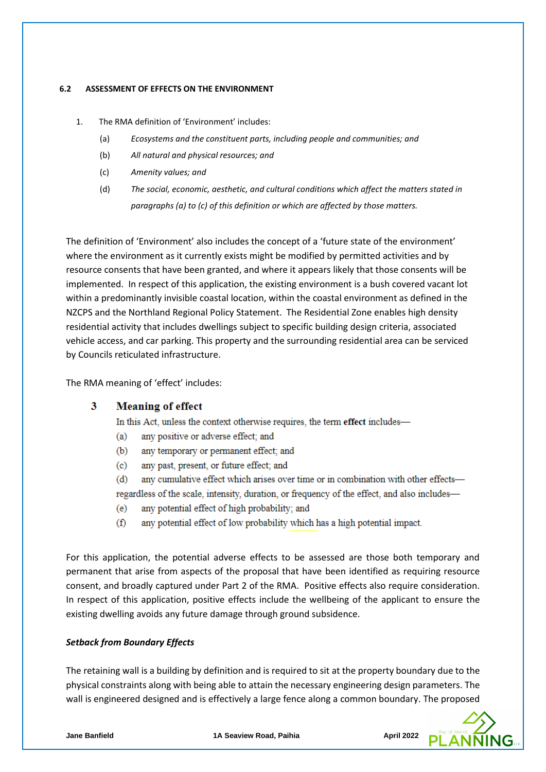#### 6.2 ASSESSMENT OF EFFECTS ON THE ENVIRONMENT

1. The RMA definition of 'Environment' includes:

   (a) *Ecosystems and the constituent parts, including people and communities; and*

   (b) *All natural and physical resources; and*

   (c) *Amenity values; and*

   (d) *The social, economic, aesthetic, and cultural conditions which affect the matters stated in paragraphs (a) to (c) of this definition or which are affected by those matters.*

The definition of 'Environment' also includes the concept of a 'future state of the environment' where the environment as it currently exists might be modified by permitted activities and by resource consents that have been granted, and where it appears likely that those consents will be implemented. In respect of this application, the existing environment is a bush covered vacant lot within a predominantly invisible coastal location, within the coastal environment as defined in the NZCPS and the Northland Regional Policy Statement. The Residential Zone enables high density residential activity that includes dwellings subject to specific building design criteria, associated vehicle access, and car parking. This property and the surrounding residential area can be serviced by Councils reticulated infrastructure.

The RMA meaning of 'effect' includes:

> **3 Meaning of effect**
>
> In this Act, unless the context otherwise requires, the term **effect** includes—
>
> (a) any positive or adverse effect; and
>
> (b) any temporary or permanent effect; and
>
> (c) any past, present, or future effect; and
>
> (d) any cumulative effect which arises over time or in combination with other effects—
>
> regardless of the scale, intensity, duration, or frequency of the effect, and also includes—
>
> (e) any potential effect of high probability; and
>
> (f) any potential effect of low probability which has a high potential impact.

For this application, the potential adverse effects to be assessed are those both temporary and permanent that arise from aspects of the proposal that have been identified as requiring resource consent, and broadly captured under Part 2 of the RMA. Positive effects also require consideration. In respect of this application, positive effects include the wellbeing of the applicant to ensure the existing dwelling avoids any future damage through ground subsidence.

***Setback from Boundary Effects***

The retaining wall is a building by definition and is required to sit at the property boundary due to the physical constraints along with being able to attain the necessary engineering design parameters. The wall is engineered designed and is effectively a large fence along a common boundary. The proposed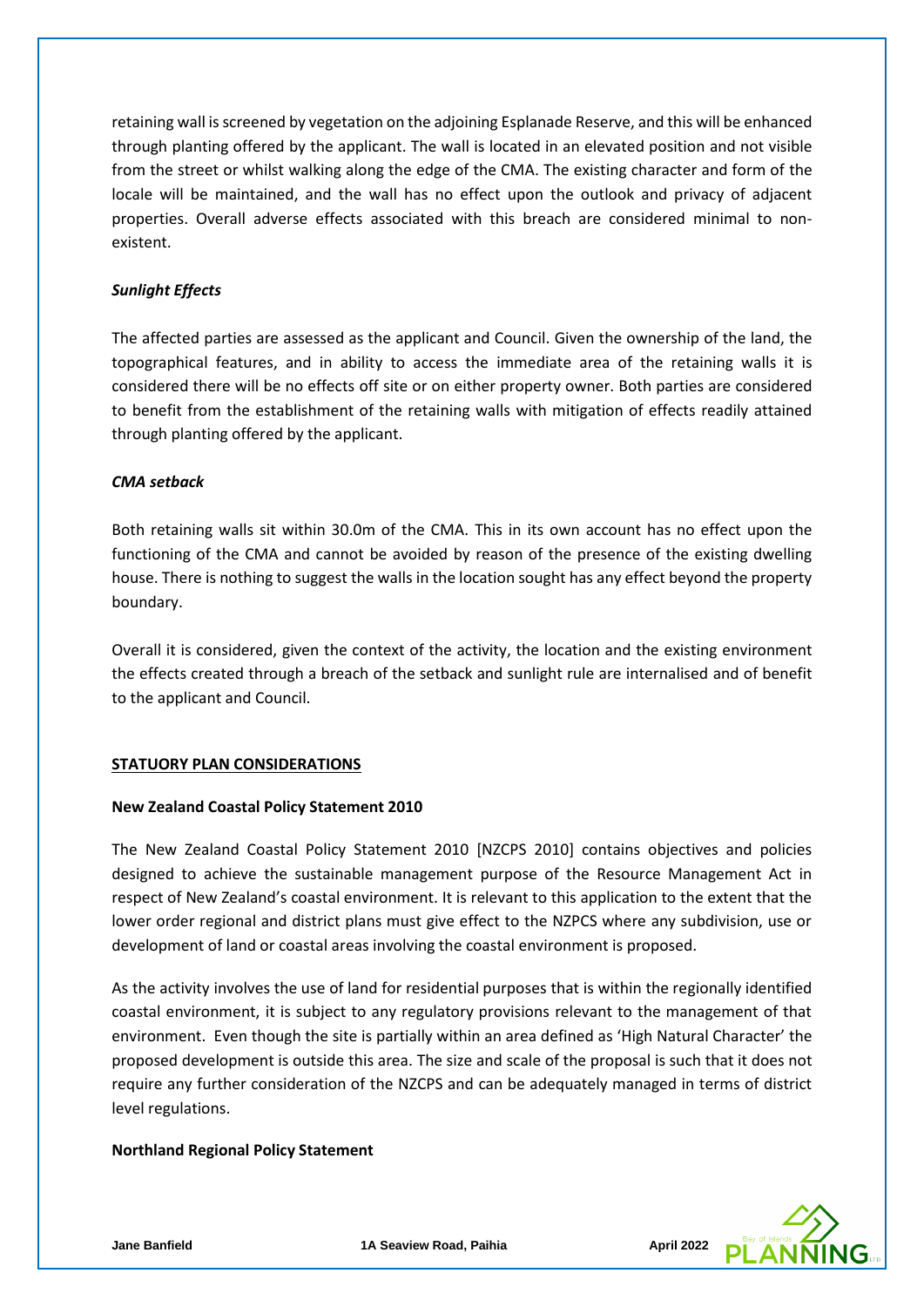retaining wall is screened by vegetation on the adjoining Esplanade Reserve, and this will be enhanced through planting offered by the applicant. The wall is located in an elevated position and not visible from the street or whilst walking along the edge of the CMA. The existing character and form of the locale will be maintained, and the wall has no effect upon the outlook and privacy of adjacent properties. Overall adverse effects associated with this breach are considered minimal to non-existent.

***Sunlight Effects***

The affected parties are assessed as the applicant and Council. Given the ownership of the land, the topographical features, and in ability to access the immediate area of the retaining walls it is considered there will be no effects off site or on either property owner. Both parties are considered to benefit from the establishment of the retaining walls with mitigation of effects readily attained through planting offered by the applicant.

***CMA setback***

Both retaining walls sit within 30.0m of the CMA. This in its own account has no effect upon the functioning of the CMA and cannot be avoided by reason of the presence of the existing dwelling house. There is nothing to suggest the walls in the location sought has any effect beyond the property boundary.

Overall it is considered, given the context of the activity, the location and the existing environment the effects created through a breach of the setback and sunlight rule are internalised and of benefit to the applicant and Council.

## STATUORY PLAN CONSIDERATIONS

### New Zealand Coastal Policy Statement 2010

The New Zealand Coastal Policy Statement 2010 [NZCPS 2010] contains objectives and policies designed to achieve the sustainable management purpose of the Resource Management Act in respect of New Zealand's coastal environment. It is relevant to this application to the extent that the lower order regional and district plans must give effect to the NZPCS where any subdivision, use or development of land or coastal areas involving the coastal environment is proposed.

As the activity involves the use of land for residential purposes that is within the regionally identified coastal environment, it is subject to any regulatory provisions relevant to the management of that environment. Even though the site is partially within an area defined as 'High Natural Character' the proposed development is outside this area. The size and scale of the proposal is such that it does not require any further consideration of the NZCPS and can be adequately managed in terms of district level regulations.

### Northland Regional Policy Statement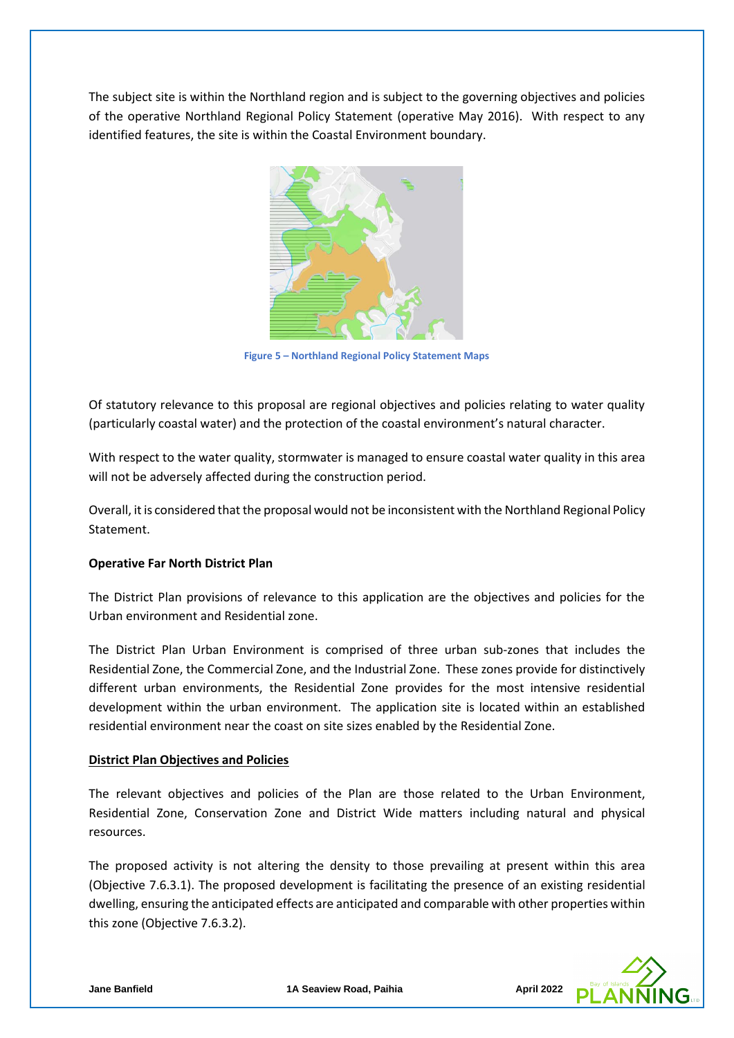The subject site is within the Northland region and is subject to the governing objectives and policies of the operative Northland Regional Policy Statement (operative May 2016). With respect to any identified features, the site is within the Coastal Environment boundary.

Figure 5 – Northland Regional Policy Statement Maps

Of statutory relevance to this proposal are regional objectives and policies relating to water quality (particularly coastal water) and the protection of the coastal environment's natural character.

With respect to the water quality, stormwater is managed to ensure coastal water quality in this area will not be adversely affected during the construction period.

Overall, it is considered that the proposal would not be inconsistent with the Northland Regional Policy Statement.

**Operative Far North District Plan**

The District Plan provisions of relevance to this application are the objectives and policies for the Urban environment and Residential zone.

The District Plan Urban Environment is comprised of three urban sub-zones that includes the Residential Zone, the Commercial Zone, and the Industrial Zone. These zones provide for distinctively different urban environments, the Residential Zone provides for the most intensive residential development within the urban environment. The application site is located within an established residential environment near the coast on site sizes enabled by the Residential Zone.

**District Plan Objectives and Policies**

The relevant objectives and policies of the Plan are those related to the Urban Environment, Residential Zone, Conservation Zone and District Wide matters including natural and physical resources.

The proposed activity is not altering the density to those prevailing at present within this area (Objective 7.6.3.1). The proposed development is facilitating the presence of an existing residential dwelling, ensuring the anticipated effects are anticipated and comparable with other properties within this zone (Objective 7.6.3.2).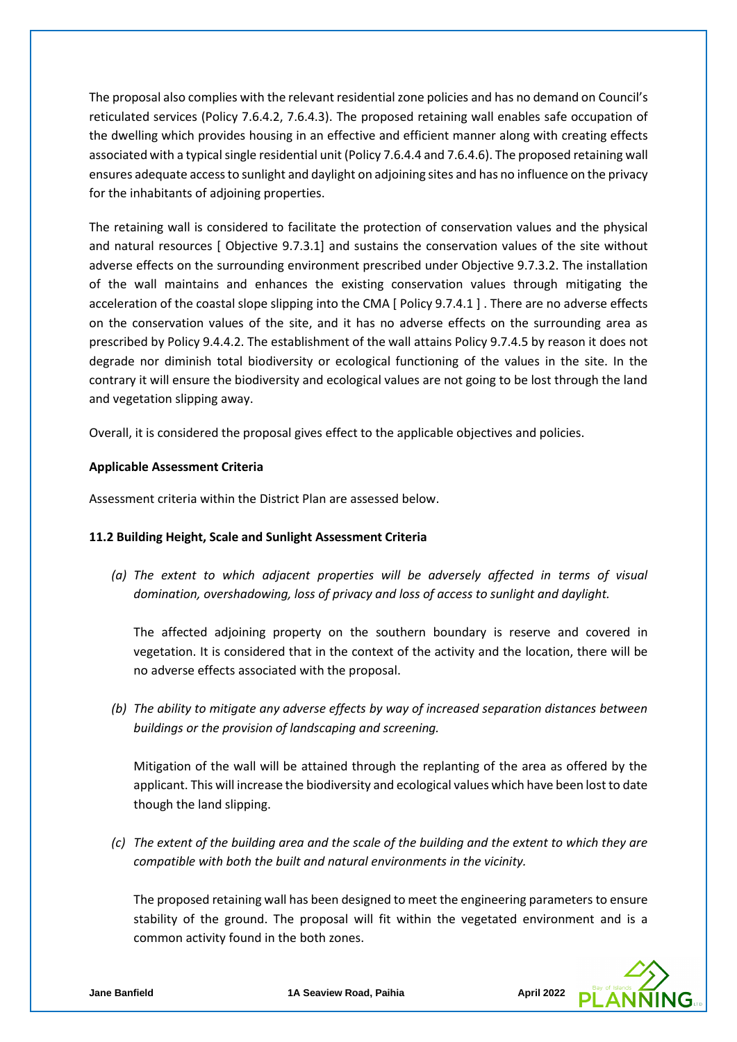The proposal also complies with the relevant residential zone policies and has no demand on Council's reticulated services (Policy 7.6.4.2, 7.6.4.3). The proposed retaining wall enables safe occupation of the dwelling which provides housing in an effective and efficient manner along with creating effects associated with a typical single residential unit (Policy 7.6.4.4 and 7.6.4.6). The proposed retaining wall ensures adequate access to sunlight and daylight on adjoining sites and has no influence on the privacy for the inhabitants of adjoining properties.

The retaining wall is considered to facilitate the protection of conservation values and the physical and natural resources [ Objective 9.7.3.1] and sustains the conservation values of the site without adverse effects on the surrounding environment prescribed under Objective 9.7.3.2. The installation of the wall maintains and enhances the existing conservation values through mitigating the acceleration of the coastal slope slipping into the CMA [ Policy 9.7.4.1 ] . There are no adverse effects on the conservation values of the site, and it has no adverse effects on the surrounding area as prescribed by Policy 9.4.4.2. The establishment of the wall attains Policy 9.7.4.5 by reason it does not degrade nor diminish total biodiversity or ecological functioning of the values in the site. In the contrary it will ensure the biodiversity and ecological values are not going to be lost through the land and vegetation slipping away.

Overall, it is considered the proposal gives effect to the applicable objectives and policies.

**Applicable Assessment Criteria**

Assessment criteria within the District Plan are assessed below.

**11.2 Building Height, Scale and Sunlight Assessment Criteria**

*(a) The extent to which adjacent properties will be adversely affected in terms of visual domination, overshadowing, loss of privacy and loss of access to sunlight and daylight.*

The affected adjoining property on the southern boundary is reserve and covered in vegetation. It is considered that in the context of the activity and the location, there will be no adverse effects associated with the proposal.

*(b) The ability to mitigate any adverse effects by way of increased separation distances between buildings or the provision of landscaping and screening.*

Mitigation of the wall will be attained through the replanting of the area as offered by the applicant. This will increase the biodiversity and ecological values which have been lost to date though the land slipping.

*(c) The extent of the building area and the scale of the building and the extent to which they are compatible with both the built and natural environments in the vicinity.*

The proposed retaining wall has been designed to meet the engineering parameters to ensure stability of the ground. The proposal will fit within the vegetated environment and is a common activity found in the both zones.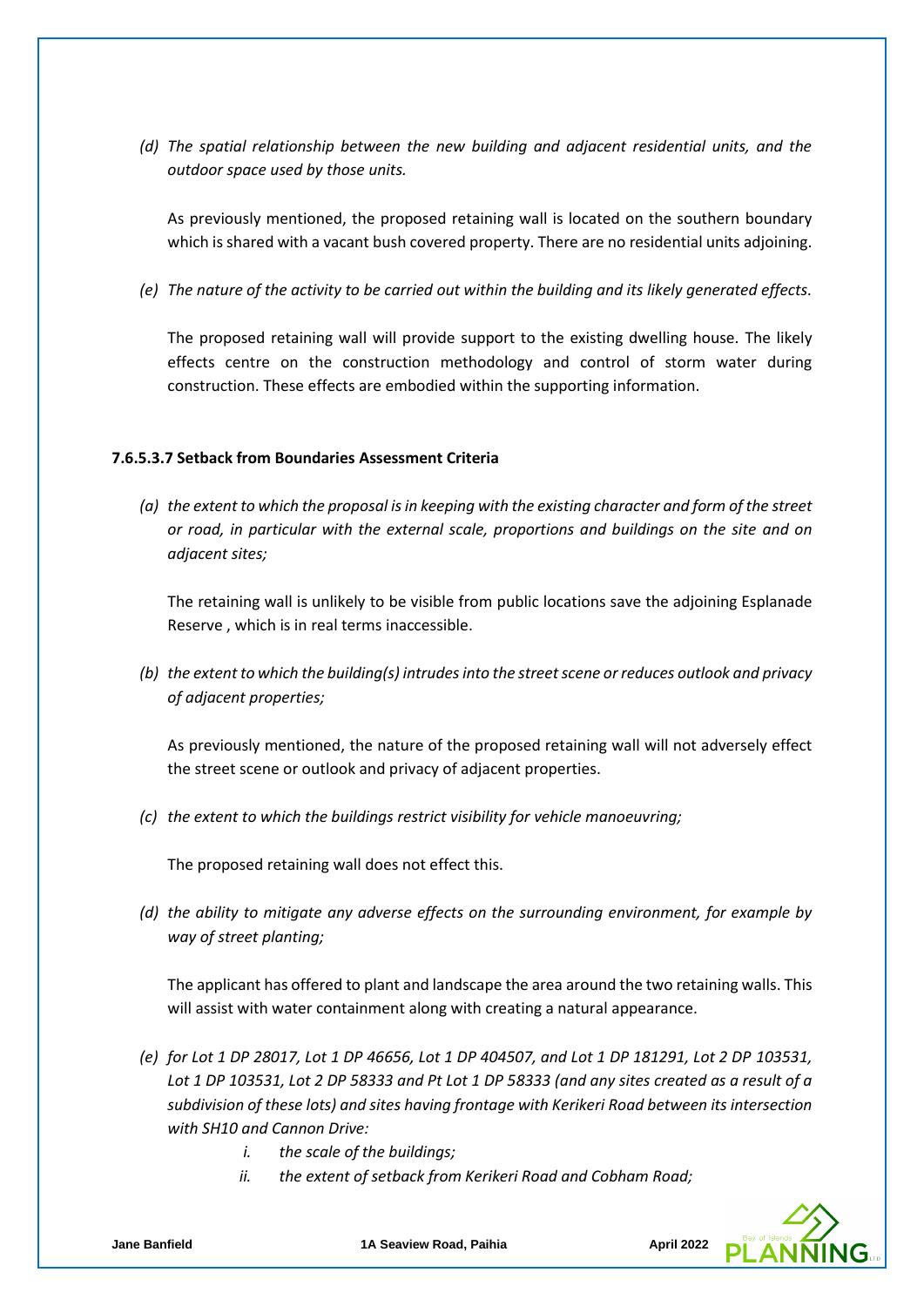*(d) The spatial relationship between the new building and adjacent residential units, and the outdoor space used by those units.*

As previously mentioned, the proposed retaining wall is located on the southern boundary which is shared with a vacant bush covered property. There are no residential units adjoining.

*(e) The nature of the activity to be carried out within the building and its likely generated effects.*

The proposed retaining wall will provide support to the existing dwelling house. The likely effects centre on the construction methodology and control of storm water during construction. These effects are embodied within the supporting information.

**7.6.5.3.7 Setback from Boundaries Assessment Criteria**

*(a) the extent to which the proposal is in keeping with the existing character and form of the street or road, in particular with the external scale, proportions and buildings on the site and on adjacent sites;*

The retaining wall is unlikely to be visible from public locations save the adjoining Esplanade Reserve , which is in real terms inaccessible.

*(b) the extent to which the building(s) intrudes into the street scene or reduces outlook and privacy of adjacent properties;*

As previously mentioned, the nature of the proposed retaining wall will not adversely effect the street scene or outlook and privacy of adjacent properties.

*(c) the extent to which the buildings restrict visibility for vehicle manoeuvring;*

The proposed retaining wall does not effect this.

*(d) the ability to mitigate any adverse effects on the surrounding environment, for example by way of street planting;*

The applicant has offered to plant and landscape the area around the two retaining walls. This will assist with water containment along with creating a natural appearance.

*(e) for Lot 1 DP 28017, Lot 1 DP 46656, Lot 1 DP 404507, and Lot 1 DP 181291, Lot 2 DP 103531, Lot 1 DP 103531, Lot 2 DP 58333 and Pt Lot 1 DP 58333 (and any sites created as a result of a subdivision of these lots) and sites having frontage with Kerikeri Road between its intersection with SH10 and Cannon Drive:*

   *i. the scale of the buildings;*
   
   *ii. the extent of setback from Kerikeri Road and Cobham Road;*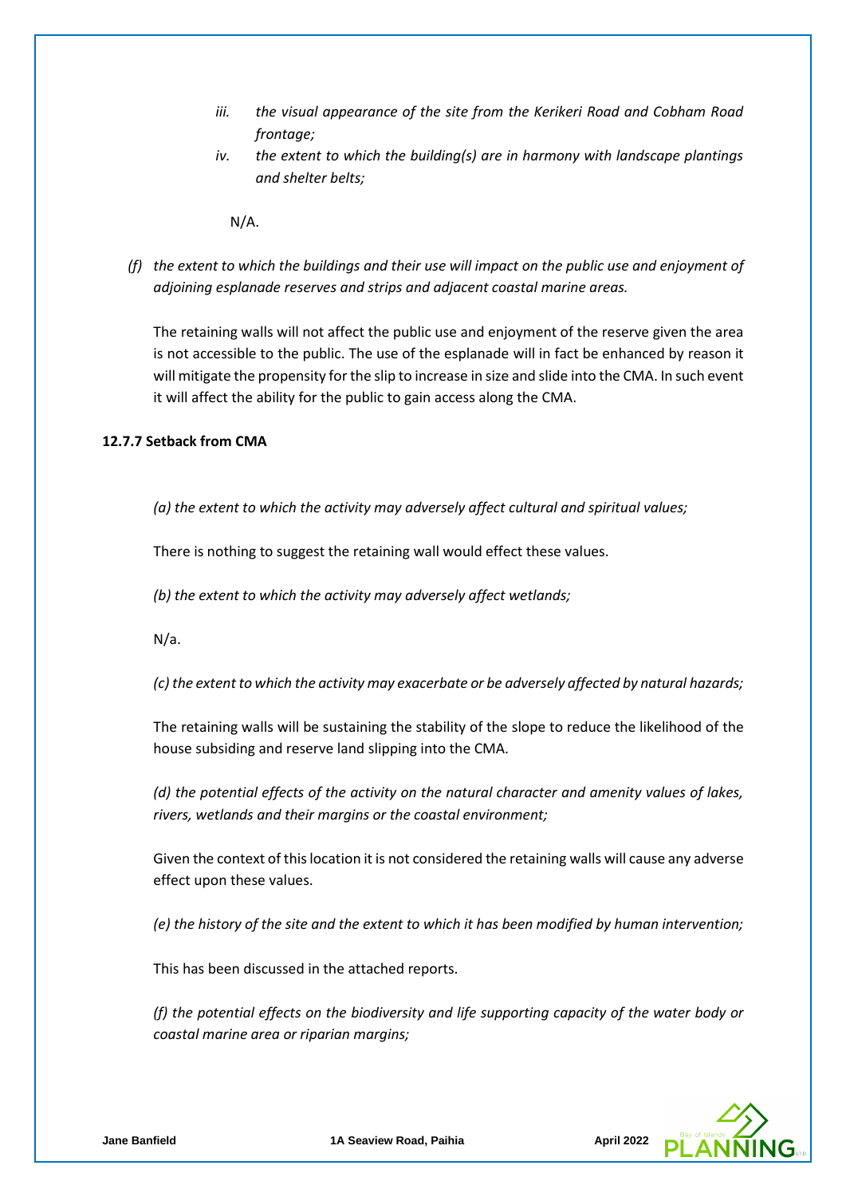iii. *the visual appearance of the site from the Kerikeri Road and Cobham Road frontage;*

iv. *the extent to which the building(s) are in harmony with landscape plantings and shelter belts;*

N/A.

*(f) the extent to which the buildings and their use will impact on the public use and enjoyment of adjoining esplanade reserves and strips and adjacent coastal marine areas.*

The retaining walls will not affect the public use and enjoyment of the reserve given the area is not accessible to the public. The use of the esplanade will in fact be enhanced by reason it will mitigate the propensity for the slip to increase in size and slide into the CMA. In such event it will affect the ability for the public to gain access along the CMA.

**12.7.7 Setback from CMA**

*(a) the extent to which the activity may adversely affect cultural and spiritual values;*

There is nothing to suggest the retaining wall would effect these values.

*(b) the extent to which the activity may adversely affect wetlands;*

N/a.

*(c) the extent to which the activity may exacerbate or be adversely affected by natural hazards;*

The retaining walls will be sustaining the stability of the slope to reduce the likelihood of the house subsiding and reserve land slipping into the CMA.

*(d) the potential effects of the activity on the natural character and amenity values of lakes, rivers, wetlands and their margins or the coastal environment;*

Given the context of this location it is not considered the retaining walls will cause any adverse effect upon these values.

*(e) the history of the site and the extent to which it has been modified by human intervention;*

This has been discussed in the attached reports.

*(f) the potential effects on the biodiversity and life supporting capacity of the water body or coastal marine area or riparian margins;*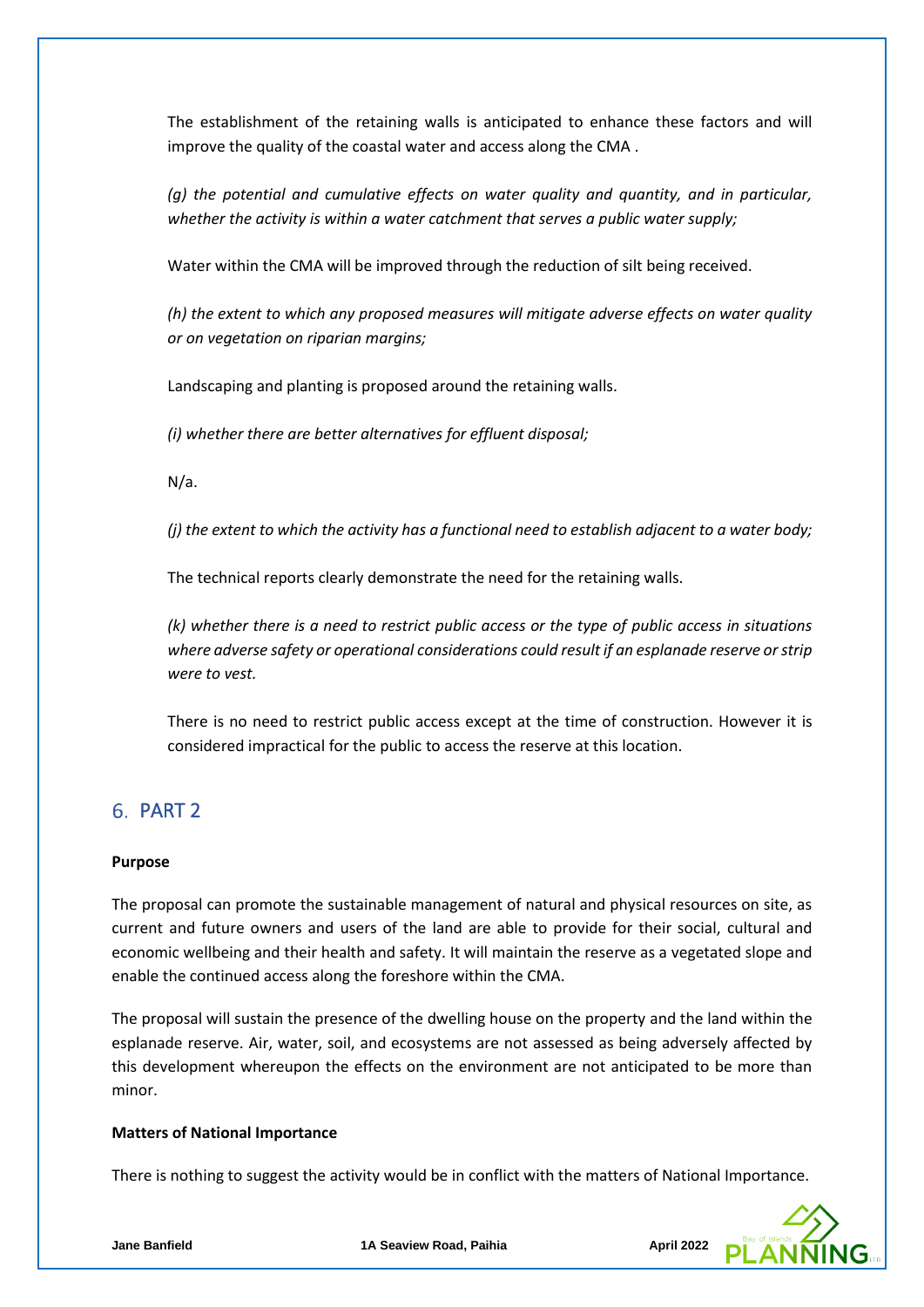The establishment of the retaining walls is anticipated to enhance these factors and will improve the quality of the coastal water and access along the CMA .

*(g) the potential and cumulative effects on water quality and quantity, and in particular, whether the activity is within a water catchment that serves a public water supply;*

Water within the CMA will be improved through the reduction of silt being received.

*(h) the extent to which any proposed measures will mitigate adverse effects on water quality or on vegetation on riparian margins;*

Landscaping and planting is proposed around the retaining walls.

*(i) whether there are better alternatives for effluent disposal;*

N/a.

*(j) the extent to which the activity has a functional need to establish adjacent to a water body;*

The technical reports clearly demonstrate the need for the retaining walls.

*(k) whether there is a need to restrict public access or the type of public access in situations where adverse safety or operational considerations could result if an esplanade reserve or strip were to vest.*

There is no need to restrict public access except at the time of construction. However it is considered impractical for the public to access the reserve at this location.

## 6. PART 2

**Purpose**

The proposal can promote the sustainable management of natural and physical resources on site, as current and future owners and users of the land are able to provide for their social, cultural and economic wellbeing and their health and safety. It will maintain the reserve as a vegetated slope and enable the continued access along the foreshore within the CMA.

The proposal will sustain the presence of the dwelling house on the property and the land within the esplanade reserve. Air, water, soil, and ecosystems are not assessed as being adversely affected by this development whereupon the effects on the environment are not anticipated to be more than minor.

**Matters of National Importance**

There is nothing to suggest the activity would be in conflict with the matters of National Importance.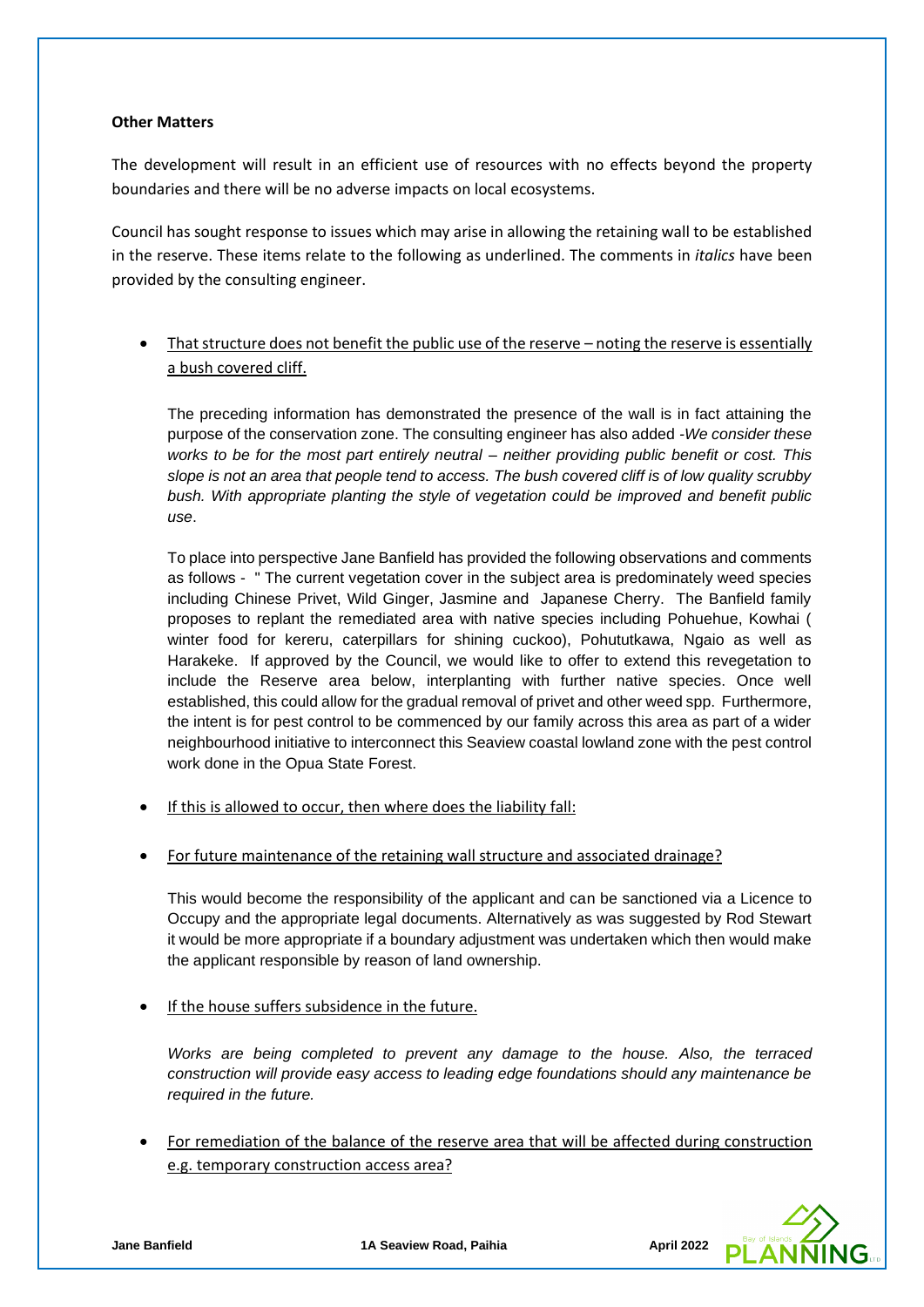**Other Matters**

The development will result in an efficient use of resources with no effects beyond the property boundaries and there will be no adverse impacts on local ecosystems.

Council has sought response to issues which may arise in allowing the retaining wall to be established in the reserve. These items relate to the following as underlined. The comments in *italics* have been provided by the consulting engineer.

- <u>That structure does not benefit the public use of the reserve – noting the reserve is essentially a bush covered cliff.</u>

  The preceding information has demonstrated the presence of the wall is in fact attaining the purpose of the conservation zone. The consulting engineer has also added -*We consider these works to be for the most part entirely neutral – neither providing public benefit or cost. This slope is not an area that people tend to access. The bush covered cliff is of low quality scrubby bush. With appropriate planting the style of vegetation could be improved and benefit public use*.

  To place into perspective Jane Banfield has provided the following observations and comments as follows - " The current vegetation cover in the subject area is predominately weed species including Chinese Privet, Wild Ginger, Jasmine and Japanese Cherry. The Banfield family proposes to replant the remediated area with native species including Pohuehue, Kowhai ( winter food for kereru, caterpillars for shining cuckoo), Pohututkawa, Ngaio as well as Harakeke. If approved by the Council, we would like to offer to extend this revegetation to include the Reserve area below, interplanting with further native species. Once well established, this could allow for the gradual removal of privet and other weed spp. Furthermore, the intent is for pest control to be commenced by our family across this area as part of a wider neighbourhood initiative to interconnect this Seaview coastal lowland zone with the pest control work done in the Opua State Forest.

- <u>If this is allowed to occur, then where does the liability fall:</u>

- <u>For future maintenance of the retaining wall structure and associated drainage?</u>

  This would become the responsibility of the applicant and can be sanctioned via a Licence to Occupy and the appropriate legal documents. Alternatively as was suggested by Rod Stewart it would be more appropriate if a boundary adjustment was undertaken which then would make the applicant responsible by reason of land ownership.

- <u>If the house suffers subsidence in the future.</u>

  *Works are being completed to prevent any damage to the house. Also, the terraced construction will provide easy access to leading edge foundations should any maintenance be required in the future.*

- <u>For remediation of the balance of the reserve area that will be affected during construction e.g. temporary construction access area?</u>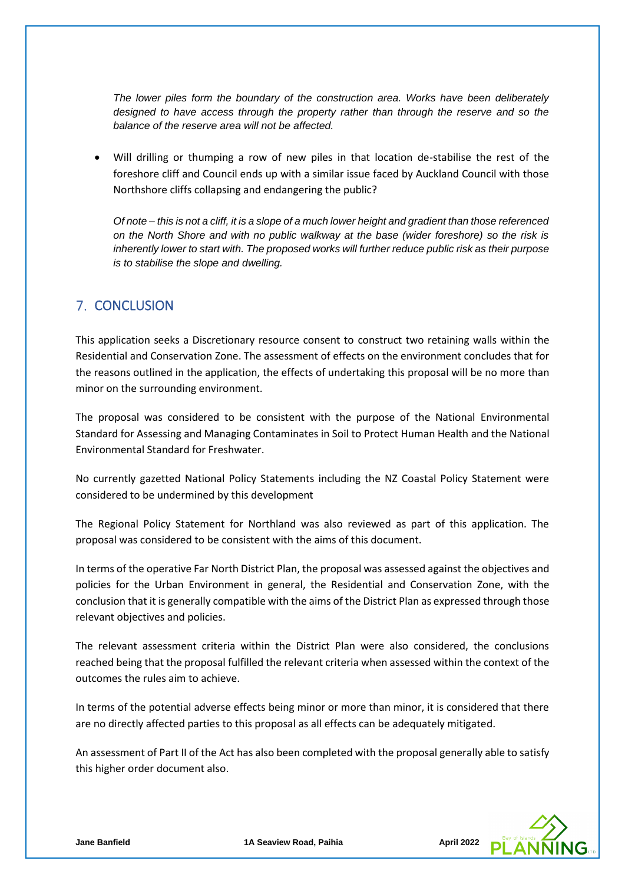*The lower piles form the boundary of the construction area. Works have been deliberately designed to have access through the property rather than through the reserve and so the balance of the reserve area will not be affected.*

- Will drilling or thumping a row of new piles in that location de-stabilise the rest of the foreshore cliff and Council ends up with a similar issue faced by Auckland Council with those Northshore cliffs collapsing and endangering the public?

  *Of note – this is not a cliff, it is a slope of a much lower height and gradient than those referenced on the North Shore and with no public walkway at the base (wider foreshore) so the risk is inherently lower to start with. The proposed works will further reduce public risk as their purpose is to stabilise the slope and dwelling.*

## 7. CONCLUSION

This application seeks a Discretionary resource consent to construct two retaining walls within the Residential and Conservation Zone. The assessment of effects on the environment concludes that for the reasons outlined in the application, the effects of undertaking this proposal will be no more than minor on the surrounding environment.

The proposal was considered to be consistent with the purpose of the National Environmental Standard for Assessing and Managing Contaminates in Soil to Protect Human Health and the National Environmental Standard for Freshwater.

No currently gazetted National Policy Statements including the NZ Coastal Policy Statement were considered to be undermined by this development

The Regional Policy Statement for Northland was also reviewed as part of this application. The proposal was considered to be consistent with the aims of this document.

In terms of the operative Far North District Plan, the proposal was assessed against the objectives and policies for the Urban Environment in general, the Residential and Conservation Zone, with the conclusion that it is generally compatible with the aims of the District Plan as expressed through those relevant objectives and policies.

The relevant assessment criteria within the District Plan were also considered, the conclusions reached being that the proposal fulfilled the relevant criteria when assessed within the context of the outcomes the rules aim to achieve.

In terms of the potential adverse effects being minor or more than minor, it is considered that there are no directly affected parties to this proposal as all effects can be adequately mitigated.

An assessment of Part II of the Act has also been completed with the proposal generally able to satisfy this higher order document also.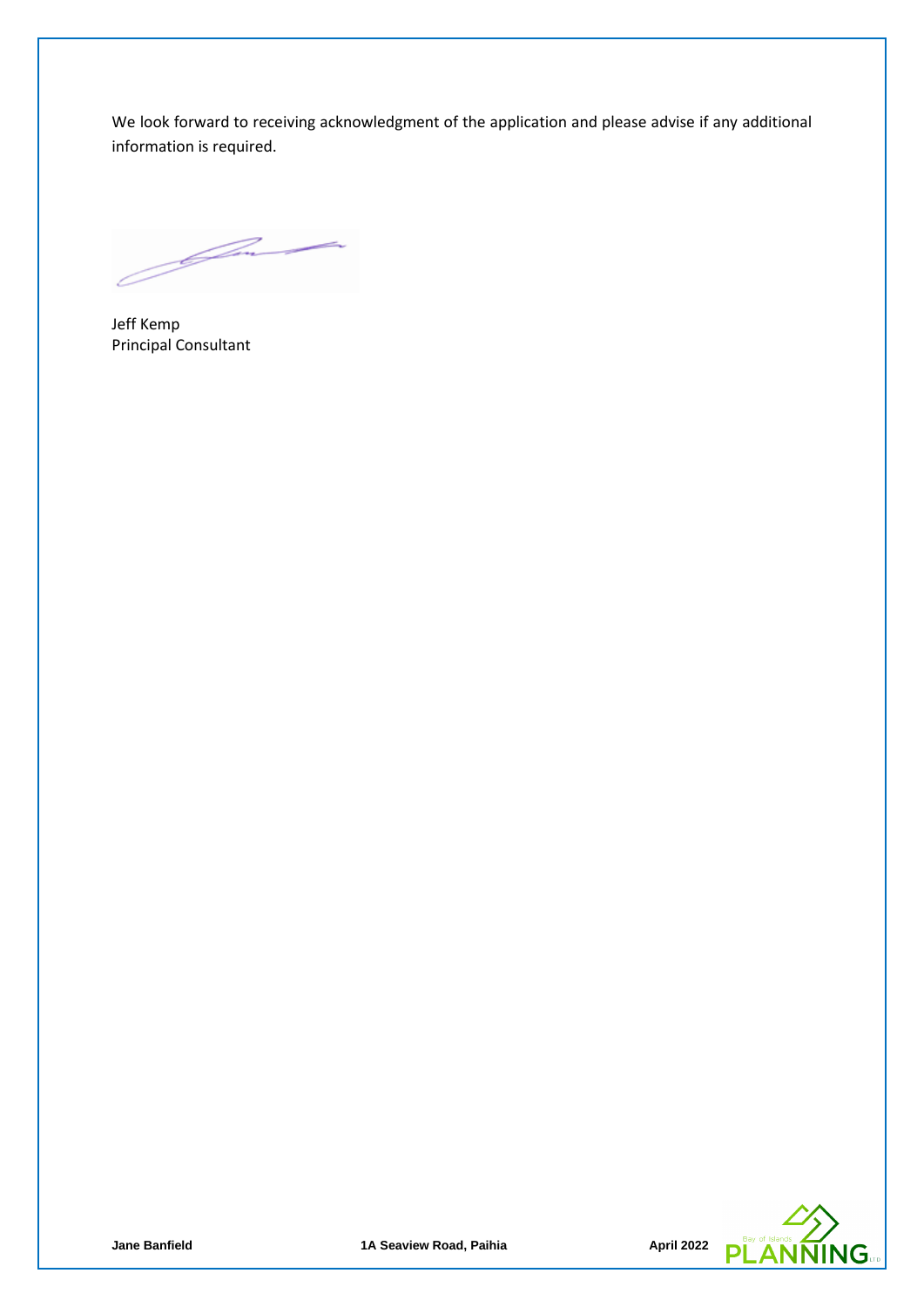We look forward to receiving acknowledgment of the application and please advise if any additional information is required.

Jeff Kemp
Principal Consultant